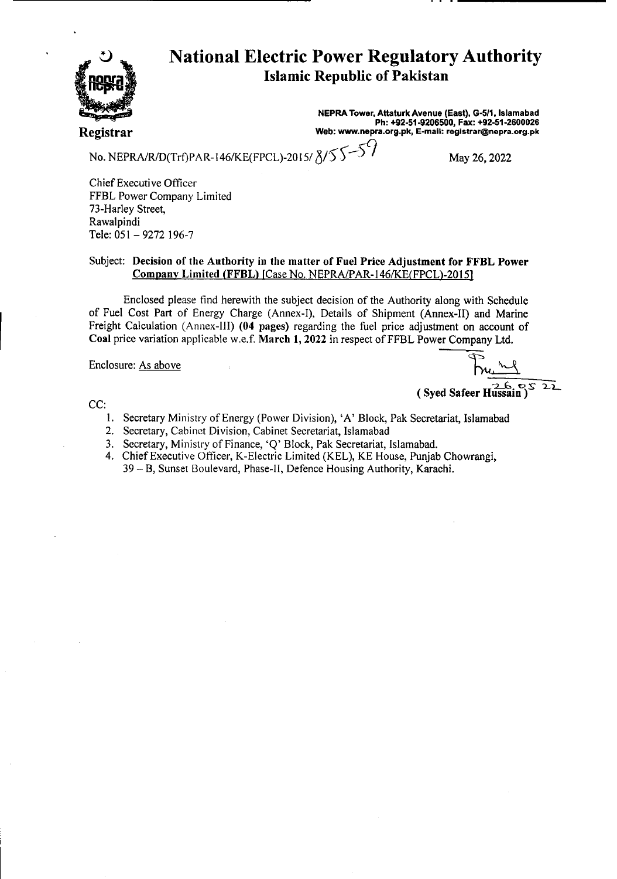# National Electric Power Regulatory Authority

## Islamic Republic of Pakistan

**Registrar**

**NEPRA Tower, Attaturk Avenue (East), G-5/1, Islamabad**
**Ph: +92-51-9206500, Fax: +92-51-2600026**
**Web: www.nepra.org.pk, E-mail: registrar@nepra.org.pk**

No. NEPRA/R/D(Trf)PAR-146/KE(FPCL)-2015/ 8155-59

May 26, 2022

Chief Executive Officer
FFBL Power Company Limited
73-Harley Street,
Rawalpindi
Tele: 051 – 9272 196-7

Subject: **Decision of the Authority in the matter of Fuel Price Adjustment for FFBL Power Company Limited (FFBL)** [Case No. NEPRA/PAR-146/KE(FPCL)-2015]

Enclosed please find herewith the subject decision of the Authority along with Schedule of Fuel Cost Part of Energy Charge (Annex-I), Details of Shipment (Annex-II) and Marine Freight Calculation (Annex-III) **(04 pages)** regarding the fuel price adjustment on account of **Coal** price variation applicable w.e.f. **March 1, 2022** in respect of FFBL Power Company Ltd.

Enclosure: As above

26.05.22
**( Syed Safeer Hussain )**

CC:

1. Secretary Ministry of Energy (Power Division), 'A' Block, Pak Secretariat, Islamabad
2. Secretary, Cabinet Division, Cabinet Secretariat, Islamabad
3. Secretary, Ministry of Finance, 'Q' Block, Pak Secretariat, Islamabad.
4. Chief Executive Officer, K-Electric Limited (KEL), KE House, Punjab Chowrangi, 39 – B, Sunset Boulevard, Phase-II, Defence Housing Authority, Karachi.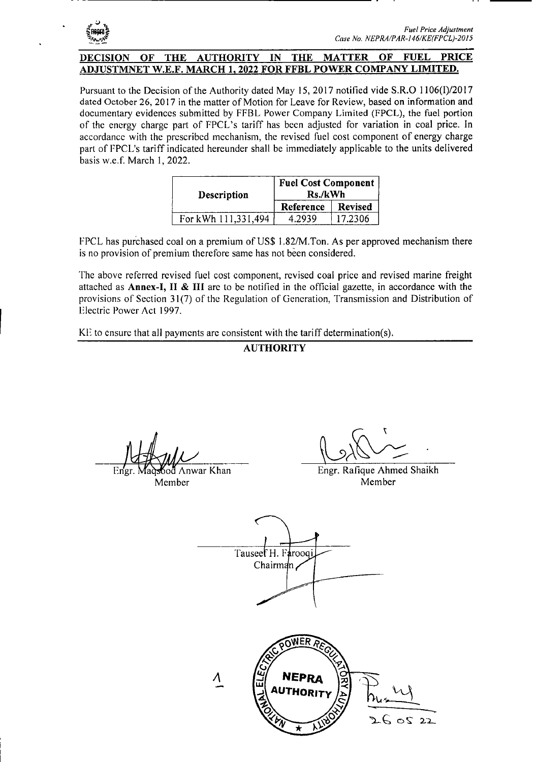## DECISION OF THE AUTHORITY IN THE MATTER OF FUEL PRICE ADJUSTMNET W.E.F. MARCH 1, 2022 FOR FFBL POWER COMPANY LIMITED.

Pursuant to the Decision of the Authority dated May 15, 2017 notified vide S.R.O 1106(I)/2017 dated October 26, 2017 in the matter of Motion for Leave for Review, based on information and documentary evidences submitted by FFBL Power Company Limited (FPCL), the fuel portion of the energy charge part of FPCL's tariff has been adjusted for variation in coal price. In accordance with the prescribed mechanism, the revised fuel cost component of energy charge part of FPCL's tariff indicated hereunder shall be immediately applicable to the units delivered basis w.e.f. March 1, 2022.

| Description | Fuel Cost Component Rs./kWh | |
|---|---|---|
| | Reference | Revised |
| For kWh 111,331,494 | 4.2939 | 17.2306 |

FPCL has purchased coal on a premium of US$ 1.82/M.Ton. As per approved mechanism there is no provision of premium therefore same has not been considered.

The above referred revised fuel cost component, revised coal price and revised marine freight attached as **Annex-I, II & III** are to be notified in the official gazette, in accordance with the provisions of Section 31(7) of the Regulation of Generation, Transmission and Distribution of Electric Power Act 1997.

KE to ensure that all payments are consistent with the tariff determination(s).

**AUTHORITY**

Engr. Maqsood Anwar Khan
Member

Engr. Rafique Ahmed Shaikh
Member

Tauseef H. Farooqi
Chairman

NEPRA AUTHORITY

26 05 22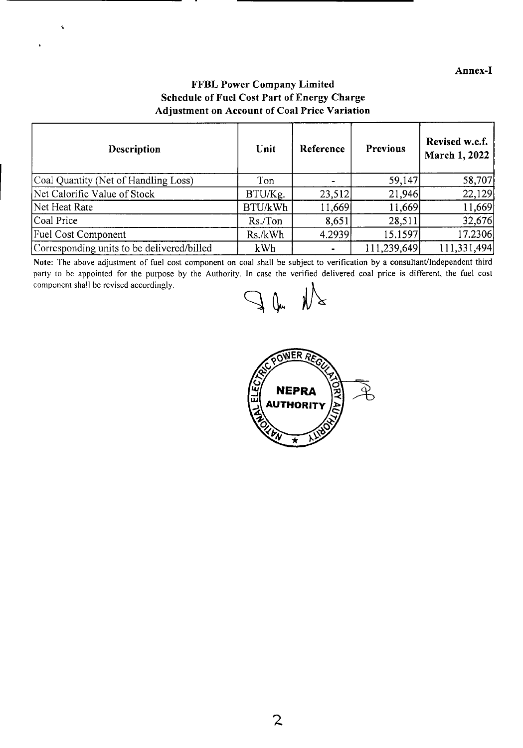**Annex-I**

## FFBL Power Company Limited
### Schedule of Fuel Cost Part of Energy Charge
### Adjustment on Account of Coal Price Variation

| Description | Unit | Reference | Previous | Revised w.e.f. March 1, 2022 |
|---|---|---|---|---|
| Coal Quantity (Net of Handling Loss) | Ton | - | 59,147 | 58,707 |
| Net Calorific Value of Stock | BTU/Kg. | 23,512 | 21,946 | 22,129 |
| Net Heat Rate | BTU/kWh | 11,669 | 11,669 | 11,669 |
| Coal Price | Rs./Ton | 8,651 | 28,511 | 32,676 |
| Fuel Cost Component | Rs./kWh | 4.2939 | 15.1597 | 17.2306 |
| Corresponding units to be delivered/billed | kWh | - | 111,239,649 | 111,331,494 |

**Note:** The above adjustment of fuel cost component on coal shall be subject to verification by a consultant/Independent third party to be appointed for the purpose by the Authority. In case the verified delivered coal price is different, the fuel cost component shall be revised accordingly.

NATIONAL ELECTRIC POWER REGULATORY AUTHORITY
NEPRA AUTHORITY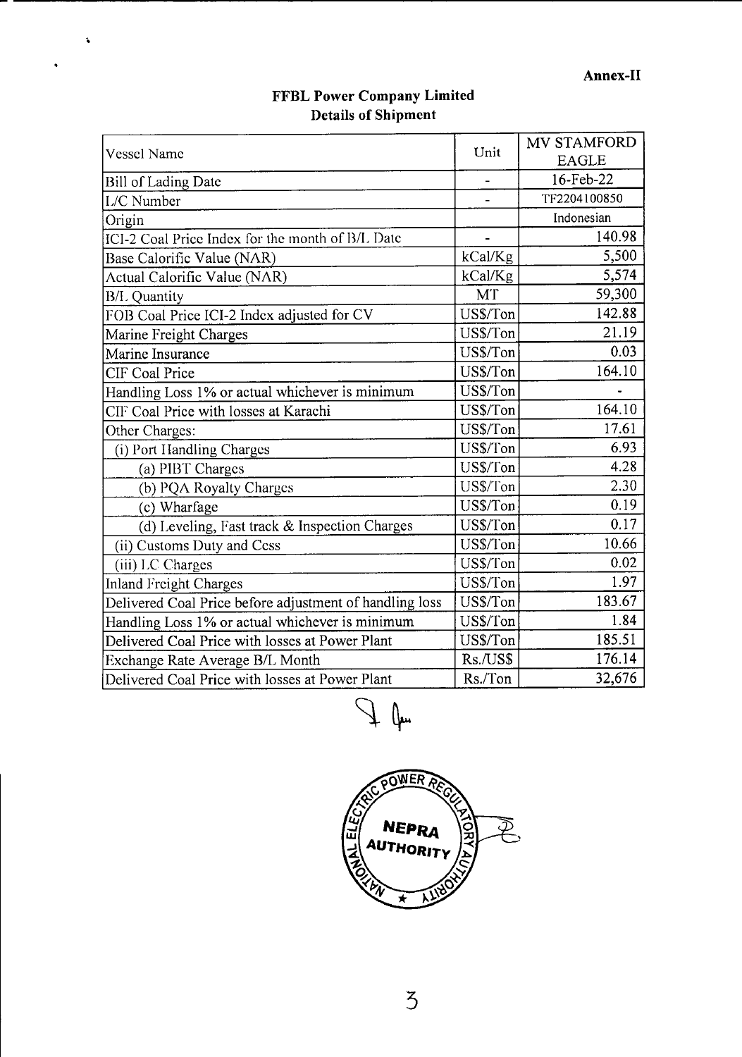**Annex-II**

**FFBL Power Company Limited**
**Details of Shipment**

| Vessel Name | Unit | MV STAMFORD EAGLE |
|---|---|---|
| Bill of Lading Date | - | 16-Feb-22 |
| L/C Number | - | TF2204100850 |
| Origin | | Indonesian |
| ICI-2 Coal Price Index for the month of B/L Date | - | 140.98 |
| Base Calorific Value (NAR) | kCal/Kg | 5,500 |
| Actual Calorific Value (NAR) | kCal/Kg | 5,574 |
| B/L Quantity | MT | 59,300 |
| FOB Coal Price ICI-2 Index adjusted for CV | US$/Ton | 142.88 |
| Marine Freight Charges | US$/Ton | 21.19 |
| Marine Insurance | US$/Ton | 0.03 |
| CIF Coal Price | US$/Ton | 164.10 |
| Handling Loss 1% or actual whichever is minimum | US$/Ton | - |
| CIF Coal Price with losses at Karachi | US$/Ton | 164.10 |
| Other Charges: | US$/Ton | 17.61 |
| (i) Port Handling Charges | US$/Ton | 6.93 |
| (a) PIBT Charges | US$/Ton | 4.28 |
| (b) PQA Royalty Charges | US$/Ton | 2.30 |
| (c) Wharfage | US$/Ton | 0.19 |
| (d) Leveling, Fast track & Inspection Charges | US$/Ton | 0.17 |
| (ii) Customs Duty and Cess | US$/Ton | 10.66 |
| (iii) LC Charges | US$/Ton | 0.02 |
| Inland Freight Charges | US$/Ton | 1.97 |
| Delivered Coal Price before adjustment of handling loss | US$/Ton | 183.67 |
| Handling Loss 1% or actual whichever is minimum | US$/Ton | 1.84 |
| Delivered Coal Price with losses at Power Plant | US$/Ton | 185.51 |
| Exchange Rate Average B/L Month | Rs./US$ | 176.14 |
| Delivered Coal Price with losses at Power Plant | Rs./Ton | 32,676 |

NATIONAL ELECTRIC POWER REGULATORY AUTHORITY
NEPRA AUTHORITY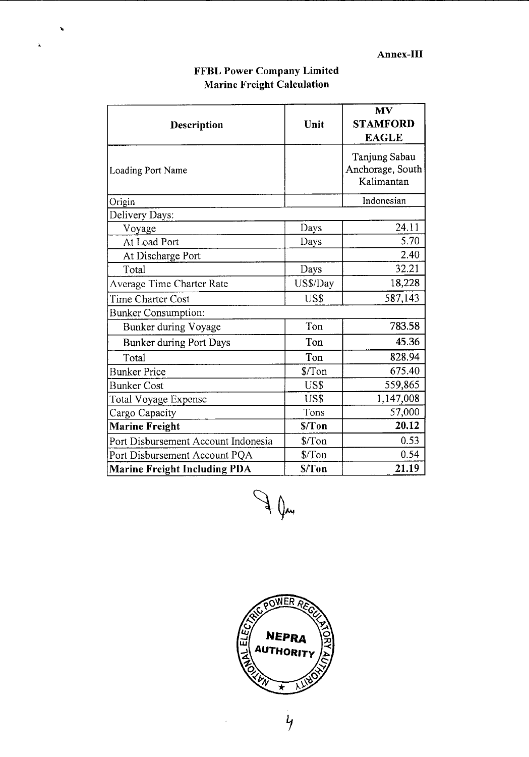Annex-III

**FFBL Power Company Limited**
**Marine Freight Calculation**

| Description | Unit | MV STAMFORD EAGLE |
|---|---|---|
| Loading Port Name | | Tanjung Sabau Anchorage, South Kalimantan |
| Origin | | Indonesian |
| Delivery Days: | | |
| Voyage | Days | 24.11 |
| At Load Port | Days | 5.70 |
| At Discharge Port | | 2.40 |
| Total | Days | 32.21 |
| Average Time Charter Rate | US$/Day | 18,228 |
| Time Charter Cost | US$ | 587,143 |
| Bunker Consumption: | | |
| Bunker during Voyage | Ton | 783.58 |
| Bunker during Port Days | Ton | 45.36 |
| Total | Ton | 828.94 |
| Bunker Price | $/Ton | 675.40 |
| Bunker Cost | US$ | 559,865 |
| Total Voyage Expense | US$ | 1,147,008 |
| Cargo Capacity | Tons | 57,000 |
| **Marine Freight** | **$/Ton** | **20.12** |
| Port Disbursement Account Indonesia | $/Ton | 0.53 |
| Port Disbursement Account PQA | $/Ton | 0.54 |
| **Marine Freight Including PDA** | **$/Ton** | **21.19** |

NATIONAL ELECTRIC POWER REGULATORY AUTHORITY
NEPRA AUTHORITY